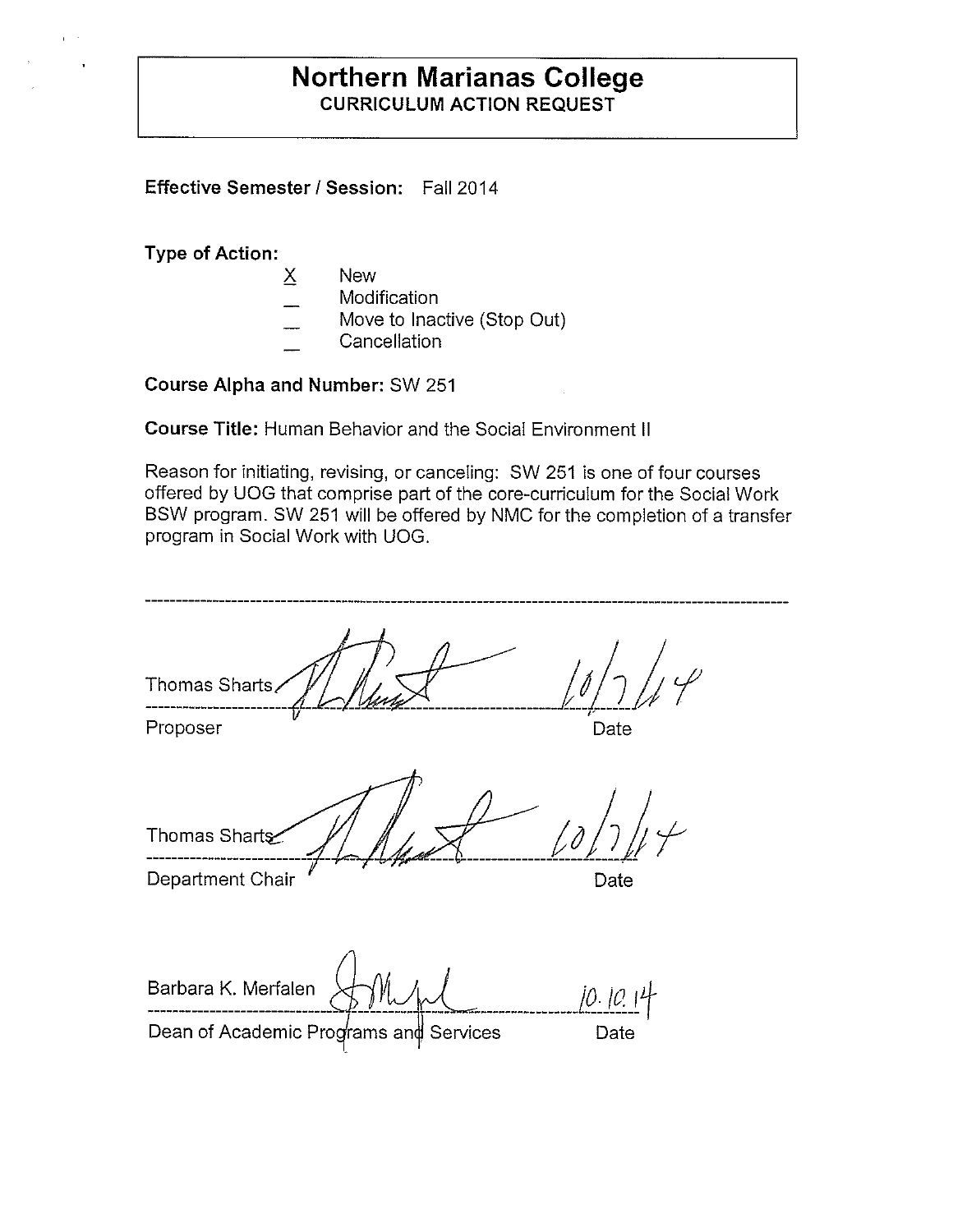# Northern Marianas College

## CURRICULUM ACTION REQUEST

**Effective Semester / Session:** Fall 2014

**Type of Action:**

- X New
- _ Modification
- _ Move to Inactive (Stop Out)
- _ Cancellation

**Course Alpha and Number:** SW 251

**Course Title:** Human Behavior and the Social Environment II

Reason for initiating, revising, or canceling: SW 251 is one of four courses offered by UOG that comprise part of the core-curriculum for the Social Work BSW program. SW 251 will be offered by NMC for the completion of a transfer program in Social Work with UOG.

---

Thomas Sharts — 10/7/14
Proposer — Date

Thomas Sharts — 10/7/14
Department Chair — Date

Barbara K. Merfalen — 10.10.14
Dean of Academic Programs and Services — Date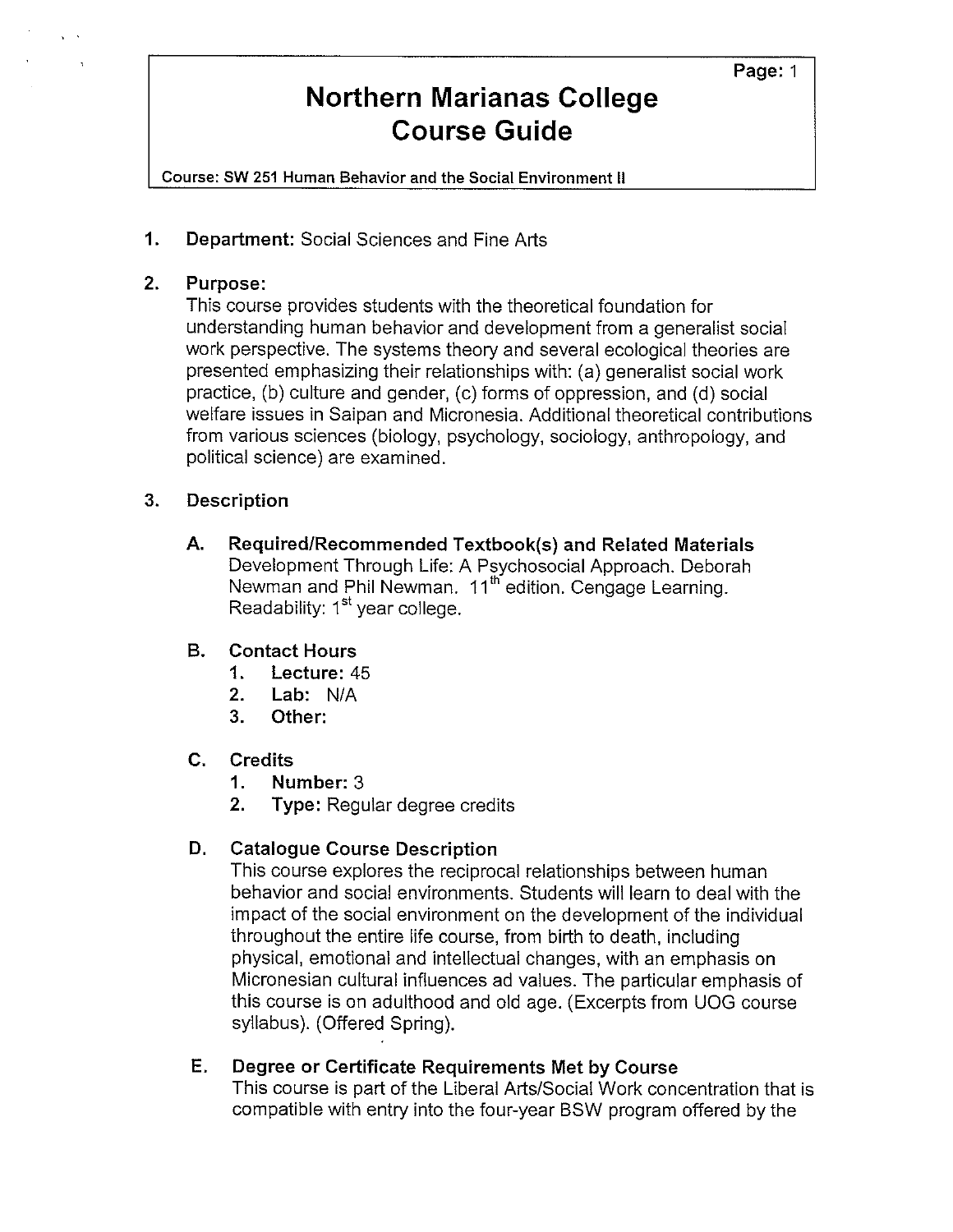# Northern Marianas College Course Guide

**Course: SW 251 Human Behavior and the Social Environment II**

1. **Department:** Social Sciences and Fine Arts

2. **Purpose:**
   This course provides students with the theoretical foundation for understanding human behavior and development from a generalist social work perspective. The systems theory and several ecological theories are presented emphasizing their relationships with: (a) generalist social work practice, (b) culture and gender, (c) forms of oppression, and (d) social welfare issues in Saipan and Micronesia. Additional theoretical contributions from various sciences (biology, psychology, sociology, anthropology, and political science) are examined.

3. **Description**

   A. **Required/Recommended Textbook(s) and Related Materials**
   Development Through Life: A Psychosocial Approach. Deborah Newman and Phil Newman. 11th edition. Cengage Learning. Readability: 1st year college.

   B. **Contact Hours**
      1. **Lecture:** 45
      2. **Lab:** N/A
      3. **Other:**

   C. **Credits**
      1. **Number:** 3
      2. **Type:** Regular degree credits

   D. **Catalogue Course Description**
   This course explores the reciprocal relationships between human behavior and social environments. Students will learn to deal with the impact of the social environment on the development of the individual throughout the entire life course, from birth to death, including physical, emotional and intellectual changes, with an emphasis on Micronesian cultural influences ad values. The particular emphasis of this course is on adulthood and old age. (Excerpts from UOG course syllabus). (Offered Spring).

   E. **Degree or Certificate Requirements Met by Course**
   This course is part of the Liberal Arts/Social Work concentration that is compatible with entry into the four-year BSW program offered by the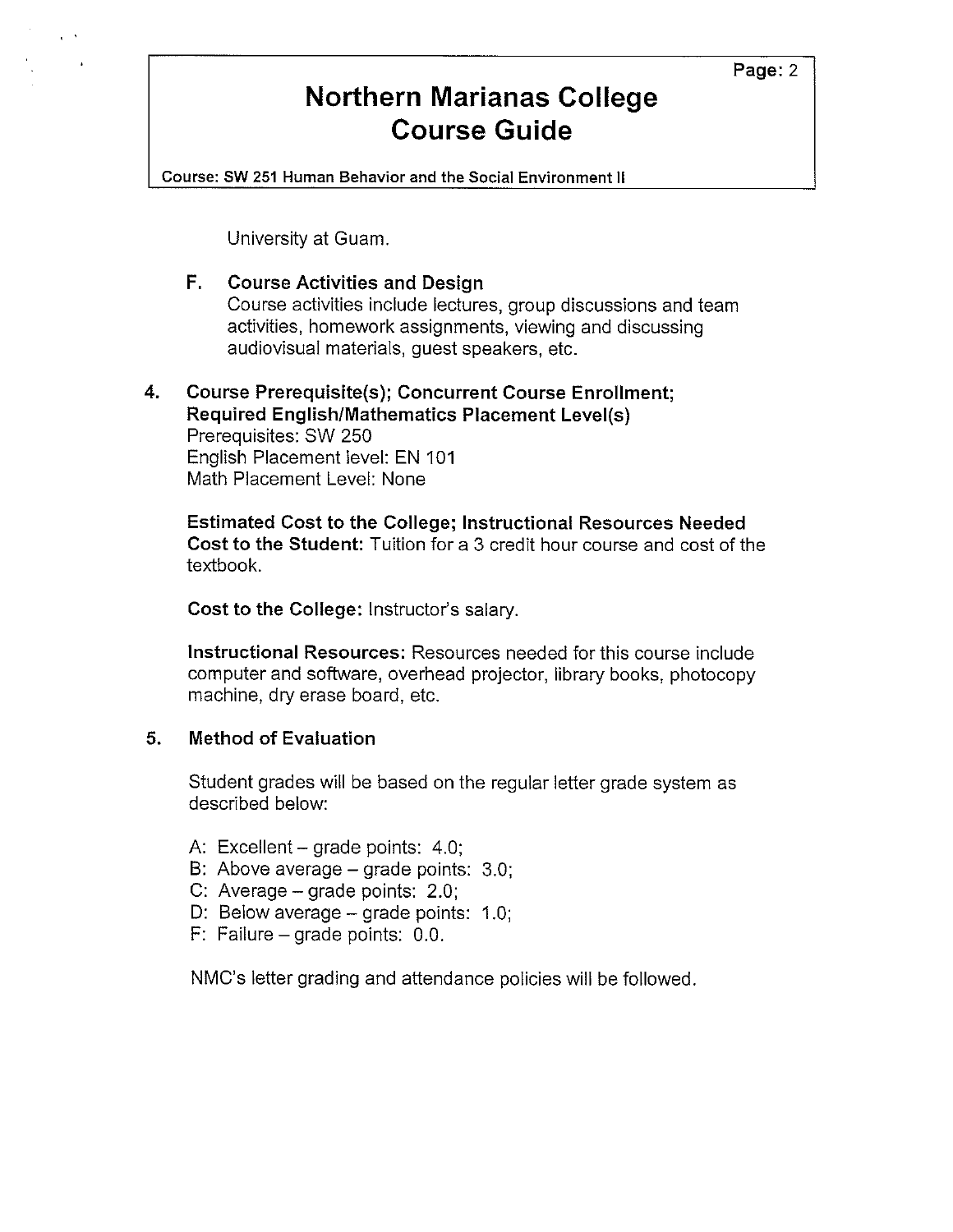University at Guam.

### F. Course Activities and Design

Course activities include lectures, group discussions and team activities, homework assignments, viewing and discussing audiovisual materials, guest speakers, etc.

## 4. Course Prerequisite(s); Concurrent Course Enrollment; Required English/Mathematics Placement Level(s)

Prerequisites: SW 250
English Placement level: EN 101
Math Placement Level: None

**Estimated Cost to the College; Instructional Resources Needed**
**Cost to the Student:** Tuition for a 3 credit hour course and cost of the textbook.

**Cost to the College:** Instructor's salary.

**Instructional Resources:** Resources needed for this course include computer and software, overhead projector, library books, photocopy machine, dry erase board, etc.

## 5. Method of Evaluation

Student grades will be based on the regular letter grade system as described below:

A: Excellent – grade points: 4.0;
B: Above average – grade points: 3.0;
C: Average – grade points: 2.0;
D: Below average – grade points: 1.0;
F: Failure – grade points: 0.0.

NMC's letter grading and attendance policies will be followed.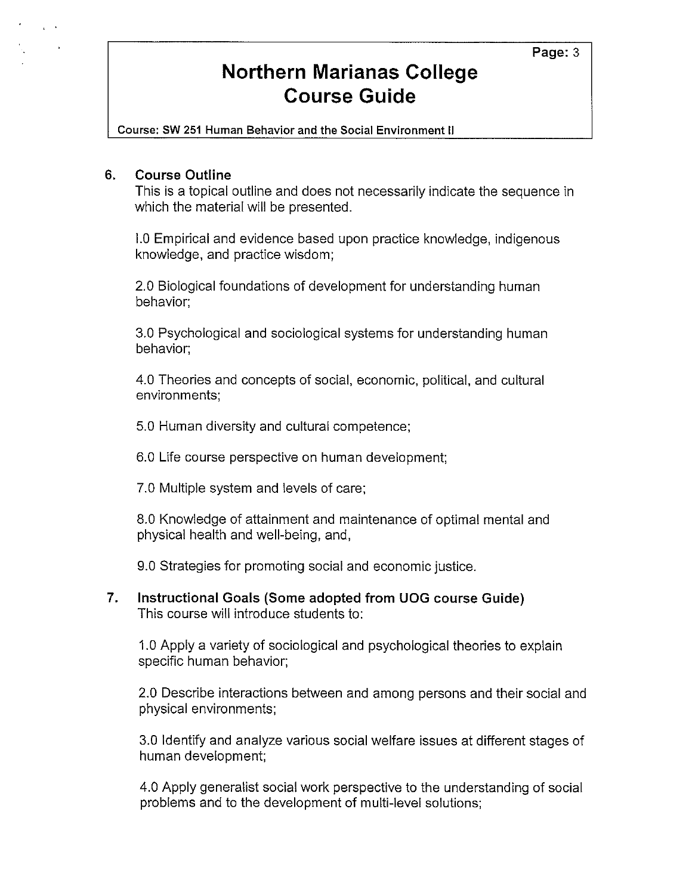## 6. Course Outline

This is a topical outline and does not necessarily indicate the sequence in which the material will be presented.

1.0 Empirical and evidence based upon practice knowledge, indigenous knowledge, and practice wisdom;

2.0 Biological foundations of development for understanding human behavior;

3.0 Psychological and sociological systems for understanding human behavior;

4.0 Theories and concepts of social, economic, political, and cultural environments;

5.0 Human diversity and cultural competence;

6.0 Life course perspective on human development;

7.0 Multiple system and levels of care;

8.0 Knowledge of attainment and maintenance of optimal mental and physical health and well-being, and,

9.0 Strategies for promoting social and economic justice.

## 7. Instructional Goals (Some adopted from UOG course Guide)

This course will introduce students to:

1.0 Apply a variety of sociological and psychological theories to explain specific human behavior;

2.0 Describe interactions between and among persons and their social and physical environments;

3.0 Identify and analyze various social welfare issues at different stages of human development;

4.0 Apply generalist social work perspective to the understanding of social problems and to the development of multi-level solutions;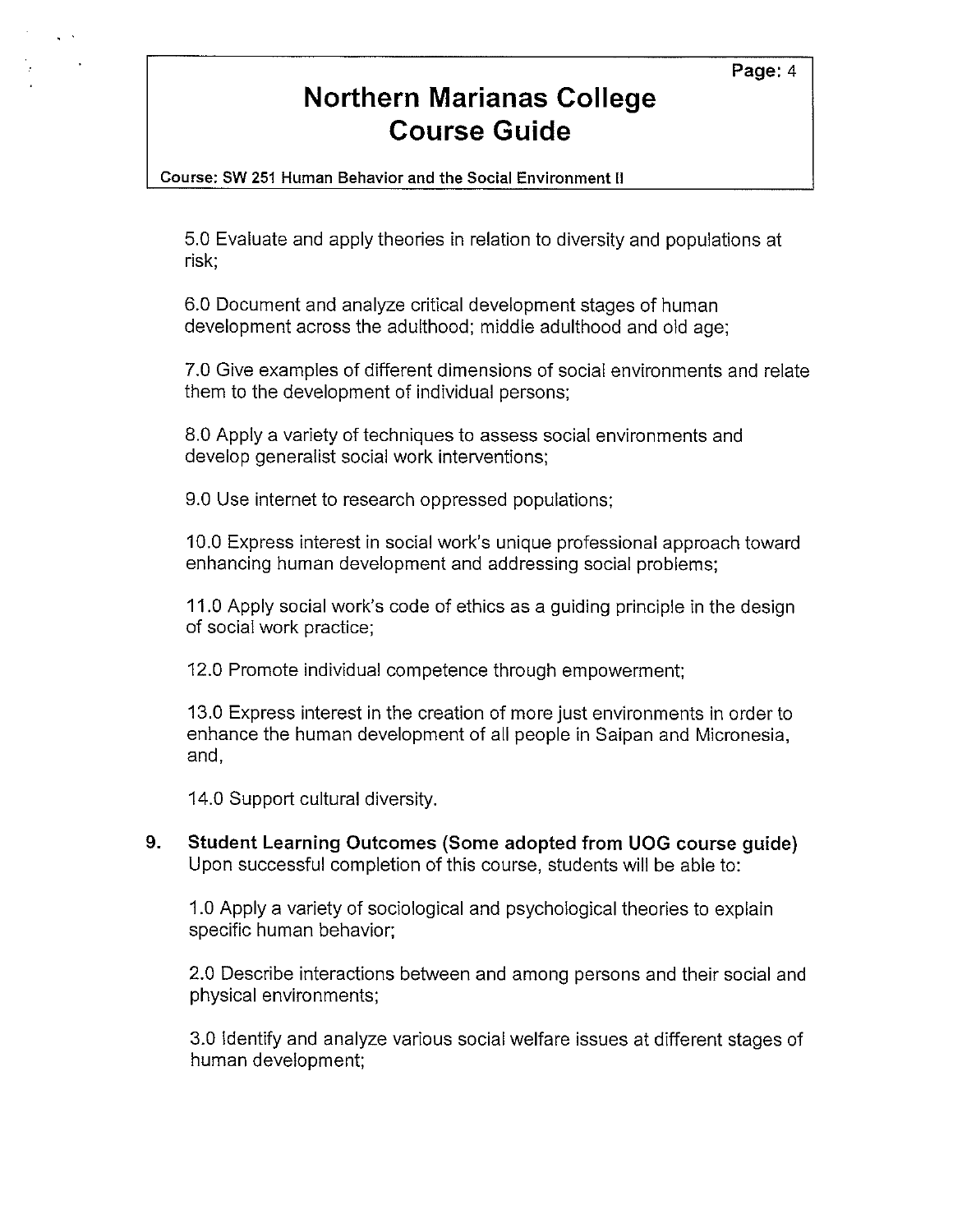5.0 Evaluate and apply theories in relation to diversity and populations at risk;

6.0 Document and analyze critical development stages of human development across the adulthood; middle adulthood and old age;

7.0 Give examples of different dimensions of social environments and relate them to the development of individual persons;

8.0 Apply a variety of techniques to assess social environments and develop generalist social work interventions;

9.0 Use internet to research oppressed populations;

10.0 Express interest in social work's unique professional approach toward enhancing human development and addressing social problems;

11.0 Apply social work's code of ethics as a guiding principle in the design of social work practice;

12.0 Promote individual competence through empowerment;

13.0 Express interest in the creation of more just environments in order to enhance the human development of all people in Saipan and Micronesia, and,

14.0 Support cultural diversity.

**9. Student Learning Outcomes (Some adopted from UOG course guide)**
Upon successful completion of this course, students will be able to:

1.0 Apply a variety of sociological and psychological theories to explain specific human behavior;

2.0 Describe interactions between and among persons and their social and physical environments;

3.0 Identify and analyze various social welfare issues at different stages of human development;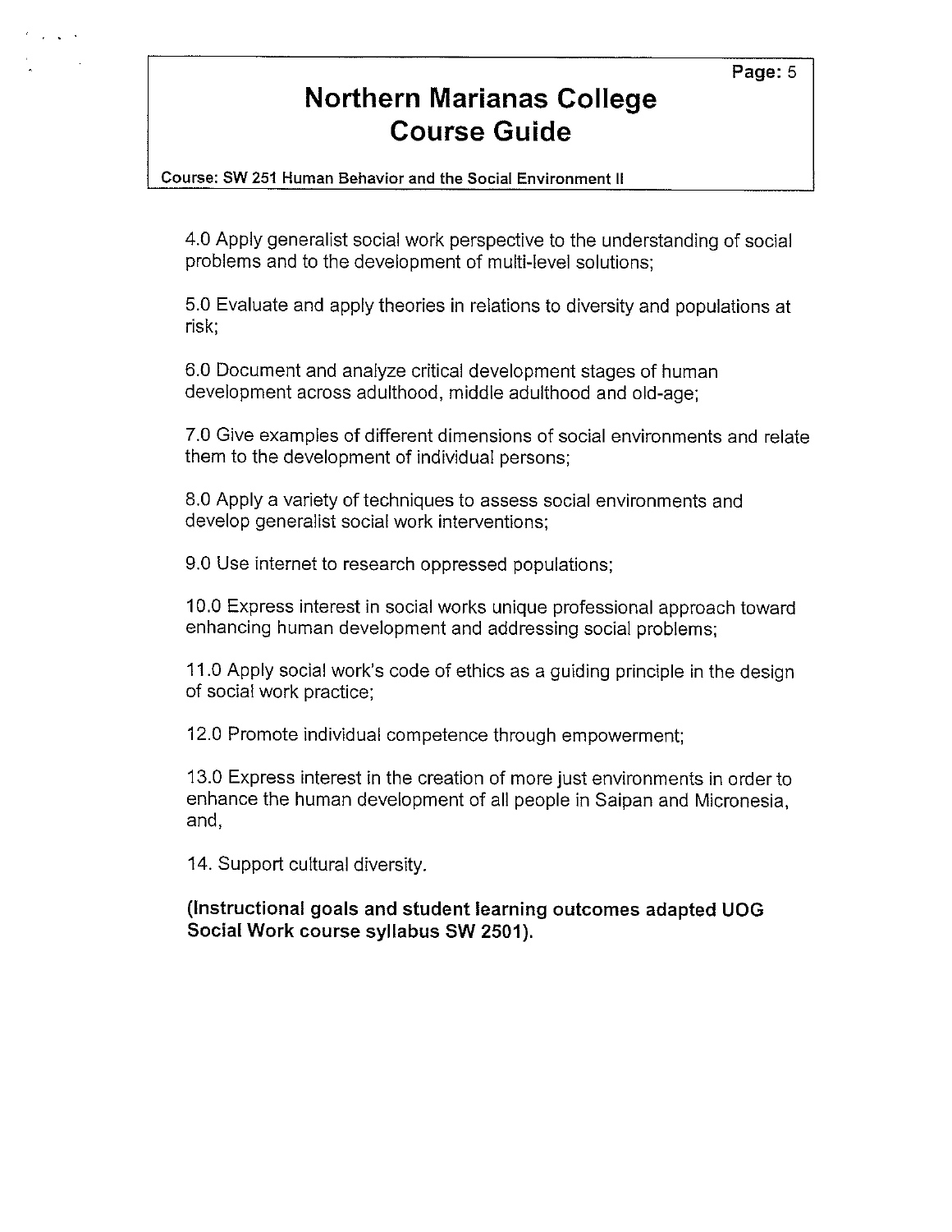4.0 Apply generalist social work perspective to the understanding of social problems and to the development of multi-level solutions;

5.0 Evaluate and apply theories in relations to diversity and populations at risk;

6.0 Document and analyze critical development stages of human development across adulthood, middle adulthood and old-age;

7.0 Give examples of different dimensions of social environments and relate them to the development of individual persons;

8.0 Apply a variety of techniques to assess social environments and develop generalist social work interventions;

9.0 Use internet to research oppressed populations;

10.0 Express interest in social works unique professional approach toward enhancing human development and addressing social problems;

11.0 Apply social work's code of ethics as a guiding principle in the design of social work practice;

12.0 Promote individual competence through empowerment;

13.0 Express interest in the creation of more just environments in order to enhance the human development of all people in Saipan and Micronesia, and,

14. Support cultural diversity.

**(Instructional goals and student learning outcomes adapted UOG Social Work course syllabus SW 2501).**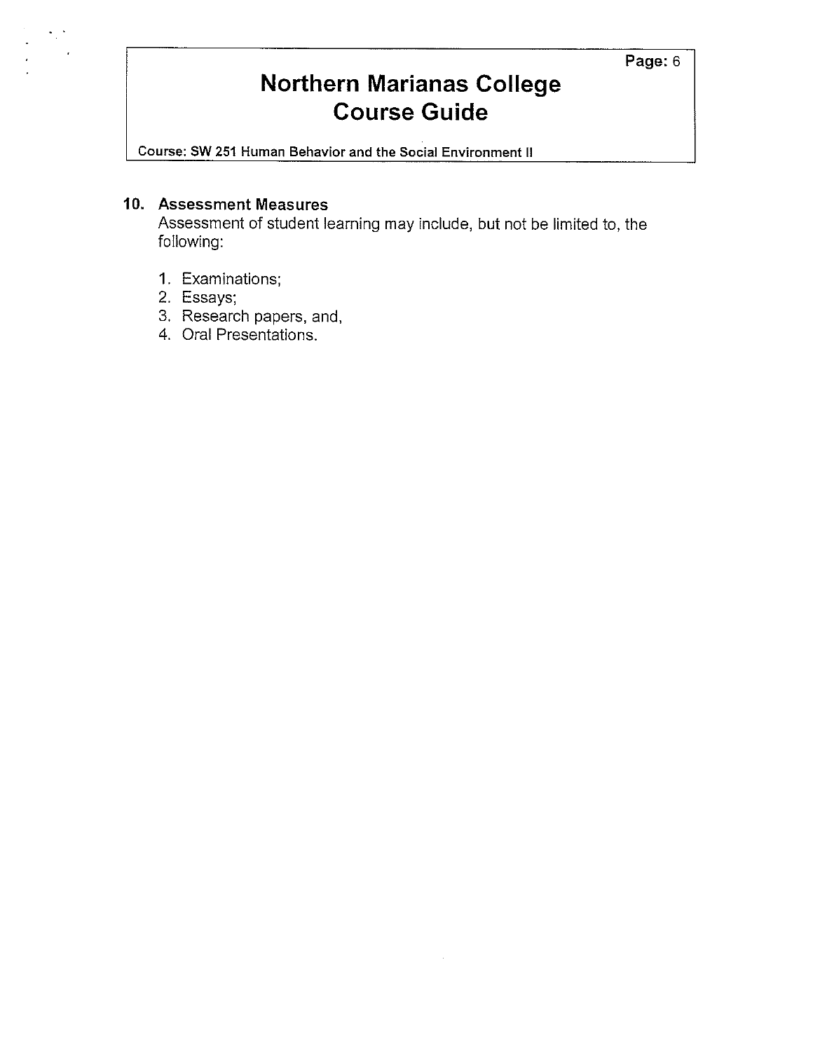## 10. Assessment Measures

Assessment of student learning may include, but not be limited to, the following:

1. Examinations;
2. Essays;
3. Research papers, and,
4. Oral Presentations.